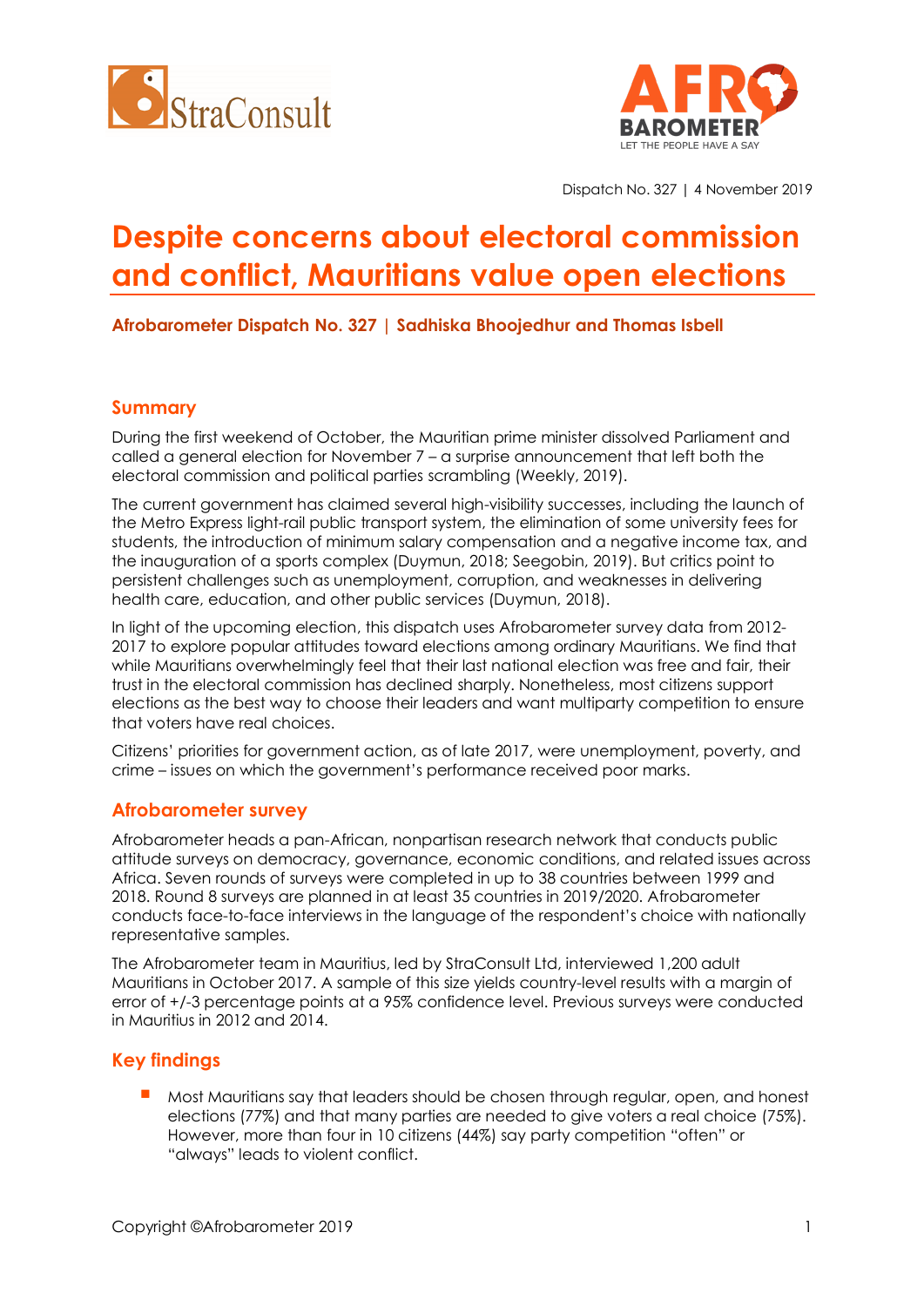Dispatch No. 327 | 4 November 2019

# Despite concerns about electoral commission and conflict, Mauritians value open elections

**Afrobarometer Dispatch No. 327 | Sadhiska Bhoojedhur and Thomas Isbell**

## Summary

During the first weekend of October, the Mauritian prime minister dissolved Parliament and called a general election for November 7 – a surprise announcement that left both the electoral commission and political parties scrambling (Weekly, 2019).

The current government has claimed several high-visibility successes, including the launch of the Metro Express light-rail public transport system, the elimination of some university fees for students, the introduction of minimum salary compensation and a negative income tax, and the inauguration of a sports complex (Duymun, 2018; Seegobin, 2019). But critics point to persistent challenges such as unemployment, corruption, and weaknesses in delivering health care, education, and other public services (Duymun, 2018).

In light of the upcoming election, this dispatch uses Afrobarometer survey data from 2012-2017 to explore popular attitudes toward elections among ordinary Mauritians. We find that while Mauritians overwhelmingly feel that their last national election was free and fair, their trust in the electoral commission has declined sharply. Nonetheless, most citizens support elections as the best way to choose their leaders and want multiparty competition to ensure that voters have real choices.

Citizens' priorities for government action, as of late 2017, were unemployment, poverty, and crime – issues on which the government's performance received poor marks.

## Afrobarometer survey

Afrobarometer heads a pan-African, nonpartisan research network that conducts public attitude surveys on democracy, governance, economic conditions, and related issues across Africa. Seven rounds of surveys were completed in up to 38 countries between 1999 and 2018. Round 8 surveys are planned in at least 35 countries in 2019/2020. Afrobarometer conducts face-to-face interviews in the language of the respondent's choice with nationally representative samples.

The Afrobarometer team in Mauritius, led by StraConsult Ltd, interviewed 1,200 adult Mauritians in October 2017. A sample of this size yields country-level results with a margin of error of +/-3 percentage points at a 95% confidence level. Previous surveys were conducted in Mauritius in 2012 and 2014.

## Key findings

- Most Mauritians say that leaders should be chosen through regular, open, and honest elections (77%) and that many parties are needed to give voters a real choice (75%). However, more than four in 10 citizens (44%) say party competition "often" or "always" leads to violent conflict.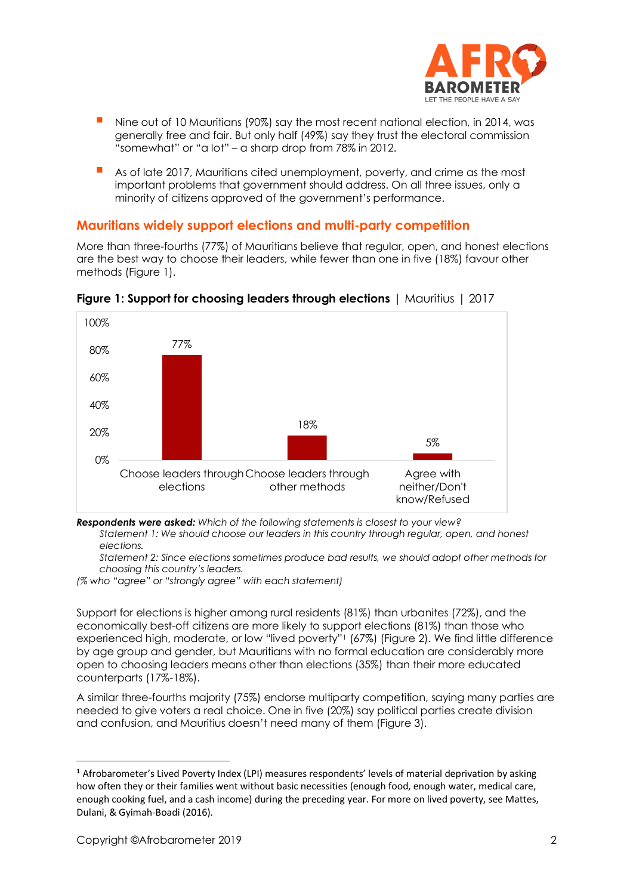- Nine out of 10 Mauritians (90%) say the most recent national election, in 2014, was generally free and fair. But only half (49%) say they trust the electoral commission "somewhat" or "a lot" – a sharp drop from 78% in 2012.
- As of late 2017, Mauritians cited unemployment, poverty, and crime as the most important problems that government should address. On all three issues, only a minority of citizens approved of the government's performance.

## Mauritians widely support elections and multi-party competition

More than three-fourths (77%) of Mauritians believe that regular, open, and honest elections are the best way to choose their leaders, while fewer than one in five (18%) favour other methods (Figure 1).

**Figure 1: Support for choosing leaders through elections** | Mauritius | 2017

| | Choose leaders through elections | Choose leaders through other methods | Agree with neither/Don't know/Refused |
|---|---|---|---|
| % | 77% | 18% | 5% |

***Respondents were asked:*** *Which of the following statements is closest to your view?*
*Statement 1: We should choose our leaders in this country through regular, open, and honest elections.*
*Statement 2: Since elections sometimes produce bad results, we should adopt other methods for choosing this country's leaders.*
*(% who "agree" or "strongly agree" with each statement)*

Support for elections is higher among rural residents (81%) than urbanites (72%), and the economically best-off citizens are more likely to support elections (81%) than those who experienced high, moderate, or low "lived poverty"[1] (67%) (Figure 2). We find little difference by age group and gender, but Mauritians with no formal education are considerably more open to choosing leaders means other than elections (35%) than their more educated counterparts (17%-18%).

A similar three-fourths majority (75%) endorse multiparty competition, saying many parties are needed to give voters a real choice. One in five (20%) say political parties create division and confusion, and Mauritius doesn't need many of them (Figure 3).

---

[1] Afrobarometer's Lived Poverty Index (LPI) measures respondents' levels of material deprivation by asking how often they or their families went without basic necessities (enough food, enough water, medical care, enough cooking fuel, and a cash income) during the preceding year. For more on lived poverty, see Mattes, Dulani, & Gyimah-Boadi (2016).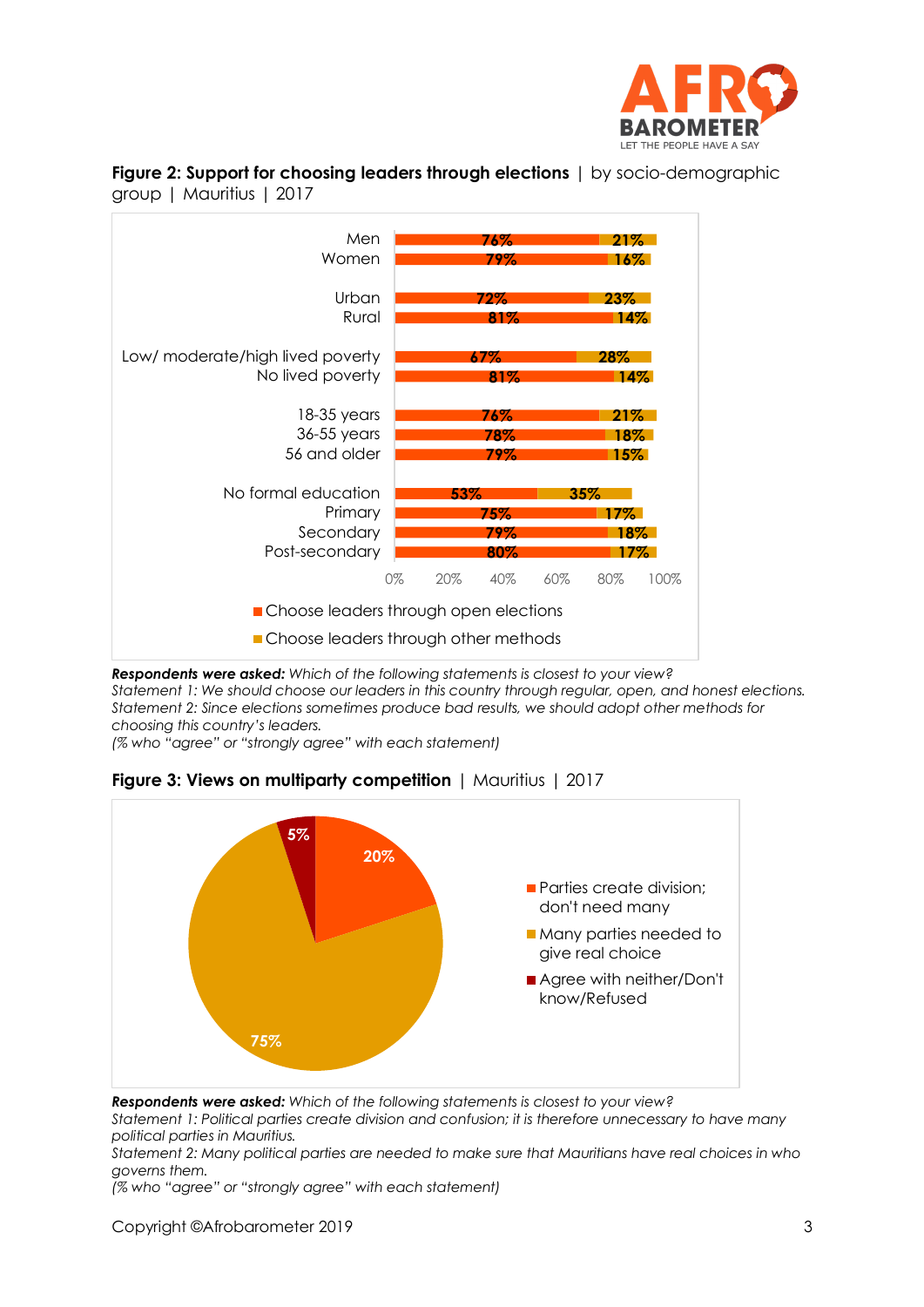**Figure 2: Support for choosing leaders through elections** | by socio-demographic group | Mauritius | 2017

| Group | Choose leaders through open elections | Choose leaders through other methods |
|---|---|---|
| Men | 76% | 21% |
| Women | 79% | 16% |
| Urban | 72% | 23% |
| Rural | 81% | 14% |
| Low/ moderate/high lived poverty | 67% | 28% |
| No lived poverty | 81% | 14% |
| 18-35 years | 76% | 21% |
| 36-55 years | 78% | 18% |
| 56 and older | 79% | 15% |
| No formal education | 53% | 35% |
| Primary | 75% | 17% |
| Secondary | 79% | 18% |
| Post-secondary | 80% | 17% |

***Respondents were asked:*** *Which of the following statements is closest to your view?*
*Statement 1: We should choose our leaders in this country through regular, open, and honest elections.*
*Statement 2: Since elections sometimes produce bad results, we should adopt other methods for choosing this country's leaders.*
*(% who "agree" or "strongly agree" with each statement)*

**Figure 3: Views on multiparty competition** | Mauritius | 2017

| Response | % |
|---|---|
| Parties create division; don't need many | 20% |
| Many parties needed to give real choice | 75% |
| Agree with neither/Don't know/Refused | 5% |

***Respondents were asked:*** *Which of the following statements is closest to your view?*
*Statement 1: Political parties create division and confusion; it is therefore unnecessary to have many political parties in Mauritius.*
*Statement 2: Many political parties are needed to make sure that Mauritians have real choices in who governs them.*
*(% who "agree" or "strongly agree" with each statement)*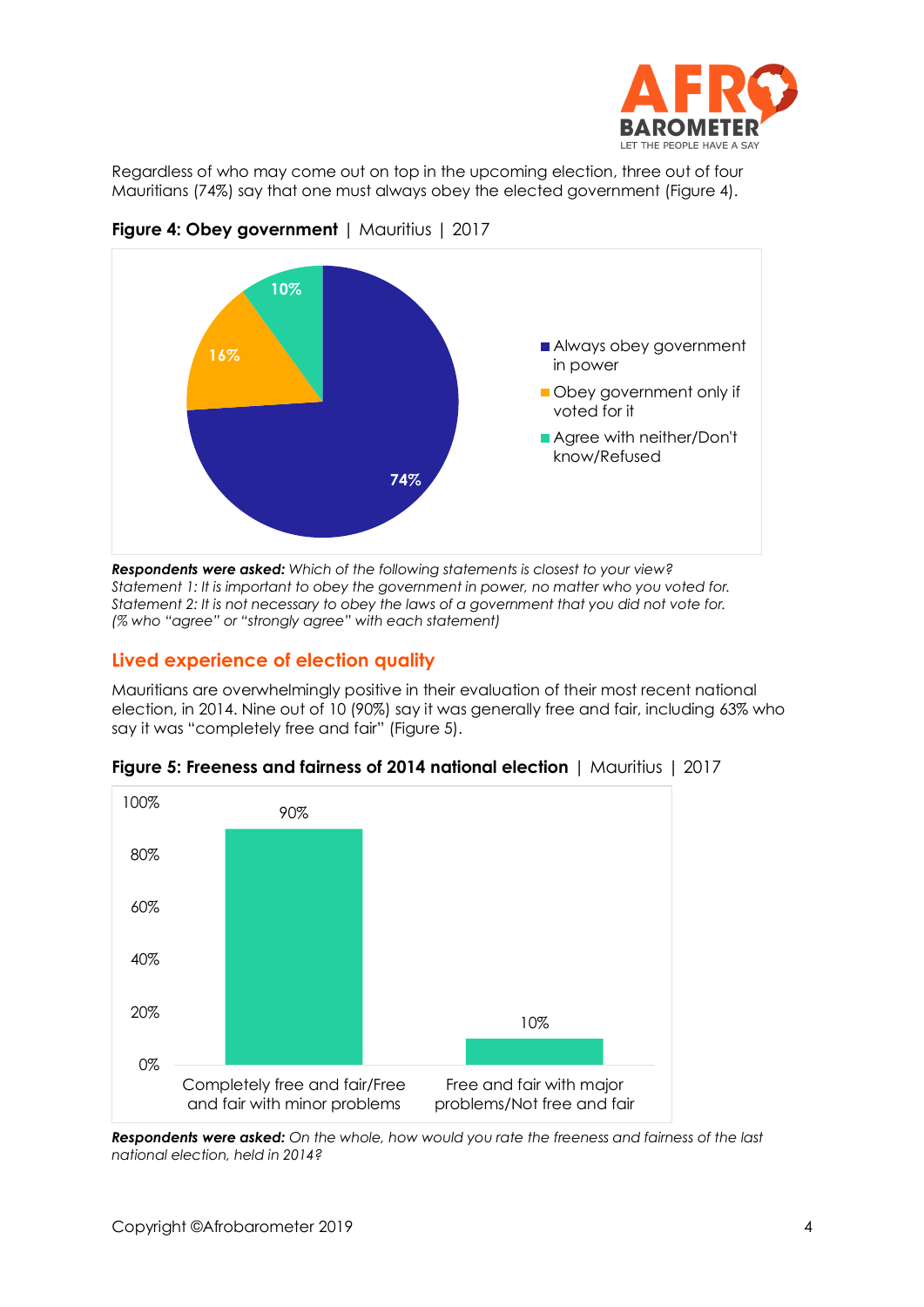Regardless of who may come out on top in the upcoming election, three out of four Mauritians (74%) say that one must always obey the elected government (Figure 4).

**Figure 4: Obey government** | Mauritius | 2017

| Response | % |
|---|---|
| Always obey government in power | 74% |
| Obey government only if voted for it | 16% |
| Agree with neither/Don't know/Refused | 10% |

***Respondents were asked:*** *Which of the following statements is closest to your view?*
*Statement 1: It is important to obey the government in power, no matter who you voted for.*
*Statement 2: It is not necessary to obey the laws of a government that you did not vote for.*
*(% who "agree" or "strongly agree" with each statement)*

## Lived experience of election quality

Mauritians are overwhelmingly positive in their evaluation of their most recent national election, in 2014. Nine out of 10 (90%) say it was generally free and fair, including 63% who say it was "completely free and fair" (Figure 5).

**Figure 5: Freeness and fairness of 2014 national election** | Mauritius | 2017

| Response | % |
|---|---|
| Completely free and fair/Free and fair with minor problems | 90% |
| Free and fair with major problems/Not free and fair | 10% |

***Respondents were asked:*** *On the whole, how would you rate the freeness and fairness of the last national election, held in 2014?*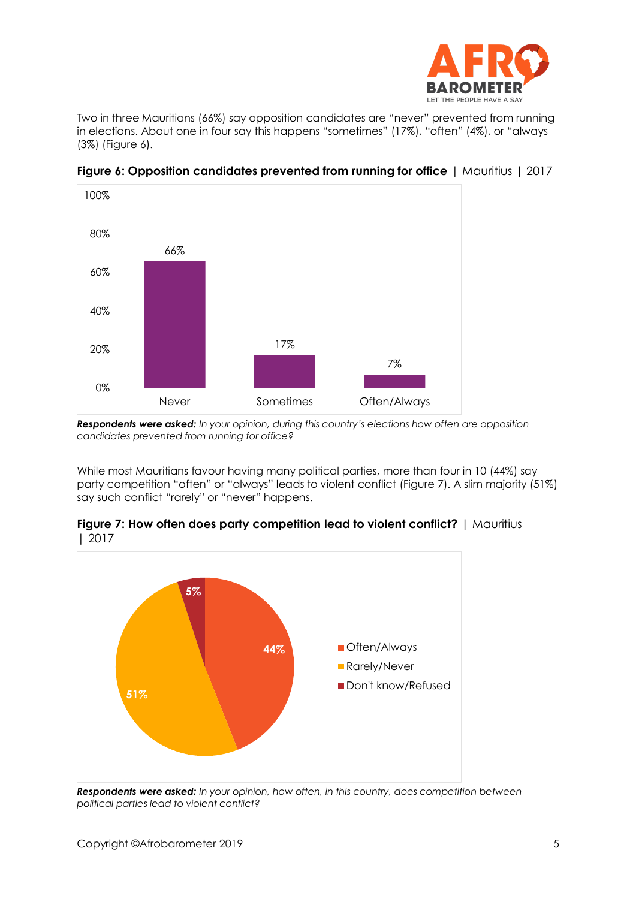Two in three Mauritians (66%) say opposition candidates are "never" prevented from running in elections. About one in four say this happens "sometimes" (17%), "often" (4%), or "always (3%) (Figure 6).

**Figure 6: Opposition candidates prevented from running for office** | Mauritius | 2017

| | Never | Sometimes | Often/Always |
|---|---|---|---|
| % | 66% | 17% | 7% |

***Respondents were asked:*** *In your opinion, during this country's elections how often are opposition candidates prevented from running for office?*

While most Mauritians favour having many political parties, more than four in 10 (44%) say party competition "often" or "always" leads to violent conflict (Figure 7). A slim majority (51%) say such conflict "rarely" or "never" happens.

**Figure 7: How often does party competition lead to violent conflict?** | Mauritius | 2017

| Response | % |
|---|---|
| Often/Always | 44% |
| Rarely/Never | 51% |
| Don't know/Refused | 5% |

***Respondents were asked:*** *In your opinion, how often, in this country, does competition between political parties lead to violent conflict?*

Copyright ©Afrobarometer 2019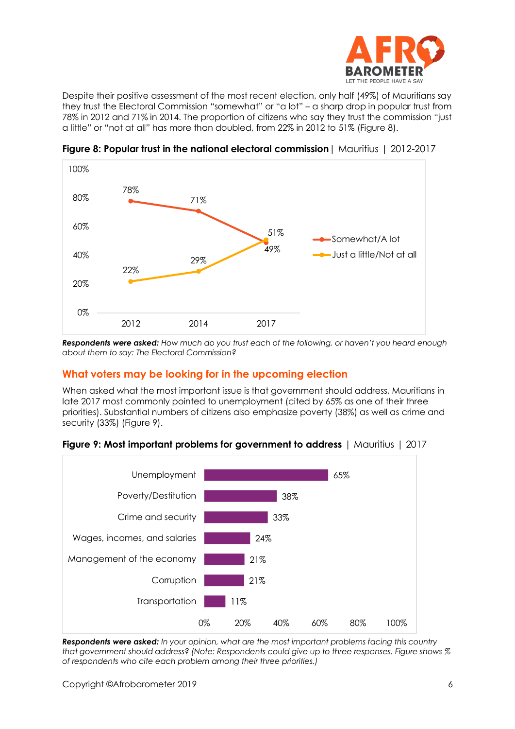Despite their positive assessment of the most recent election, only half (49%) of Mauritians say they trust the Electoral Commission "somewhat" or "a lot" – a sharp drop in popular trust from 78% in 2012 and 71% in 2014. The proportion of citizens who say they trust the commission "just a little" or "not at all" has more than doubled, from 22% in 2012 to 51% (Figure 8).

**Figure 8: Popular trust in the national electoral commission** | Mauritius | 2012-2017

| | 2012 | 2014 | 2017 |
|---|---|---|---|
| Somewhat/A lot | 78% | 71% | 49% |
| Just a little/Not at all | 22% | 29% | 51% |

***Respondents were asked:*** *How much do you trust each of the following, or haven't you heard enough about them to say: The Electoral Commission?*

## What voters may be looking for in the upcoming election

When asked what the most important issue is that government should address, Mauritians in late 2017 most commonly pointed to unemployment (cited by 65% as one of their three priorities). Substantial numbers of citizens also emphasize poverty (38%) as well as crime and security (33%) (Figure 9).

**Figure 9: Most important problems for government to address** | Mauritius | 2017

| Problem | % |
|---|---|
| Unemployment | 65% |
| Poverty/Destitution | 38% |
| Crime and security | 33% |
| Wages, incomes, and salaries | 24% |
| Management of the economy | 21% |
| Corruption | 21% |
| Transportation | 11% |

***Respondents were asked:*** *In your opinion, what are the most important problems facing this country that government should address? (Note: Respondents could give up to three responses. Figure shows % of respondents who cite each problem among their three priorities.)*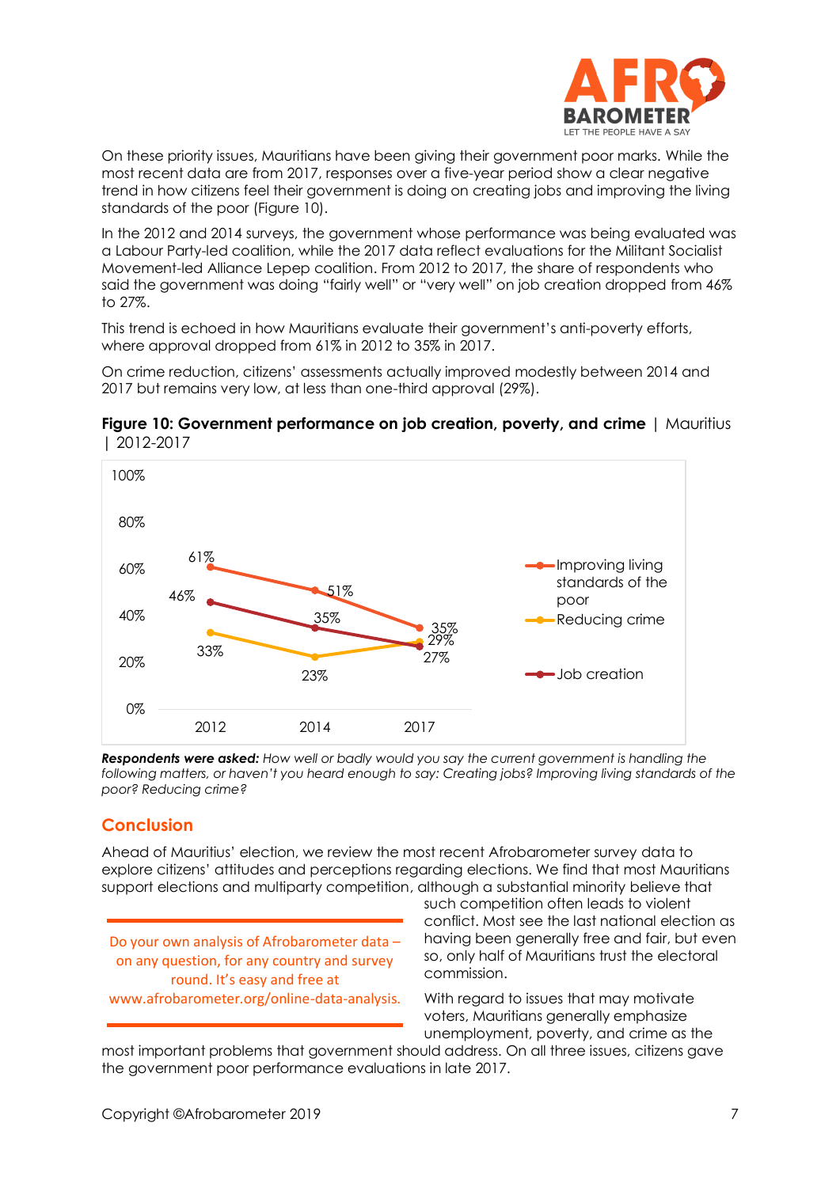On these priority issues, Mauritians have been giving their government poor marks. While the most recent data are from 2017, responses over a five-year period show a clear negative trend in how citizens feel their government is doing on creating jobs and improving the living standards of the poor (Figure 10).

In the 2012 and 2014 surveys, the government whose performance was being evaluated was a Labour Party-led coalition, while the 2017 data reflect evaluations for the Militant Socialist Movement-led Alliance Lepep coalition. From 2012 to 2017, the share of respondents who said the government was doing "fairly well" or "very well" on job creation dropped from 46% to 27%.

This trend is echoed in how Mauritians evaluate their government's anti-poverty efforts, where approval dropped from 61% in 2012 to 35% in 2017.

On crime reduction, citizens' assessments actually improved modestly between 2014 and 2017 but remains very low, at less than one-third approval (29%).

**Figure 10: Government performance on job creation, poverty, and crime** | Mauritius | 2012-2017

| | 2012 | 2014 | 2017 |
|---|---|---|---|
| Improving living standards of the poor | 61% | 51% | 35% |
| Reducing crime | 33% | 23% | 29% |
| Job creation | 46% | 35% | 27% |

***Respondents were asked:*** *How well or badly would you say the current government is handling the following matters, or haven't you heard enough to say: Creating jobs? Improving living standards of the poor? Reducing crime?*

## Conclusion

Ahead of Mauritius' election, we review the most recent Afrobarometer survey data to explore citizens' attitudes and perceptions regarding elections. We find that most Mauritians support elections and multiparty competition, although a substantial minority believe that such competition often leads to violent conflict. Most see the last national election as having been generally free and fair, but even so, only half of Mauritians trust the electoral commission.

With regard to issues that may motivate voters, Mauritians generally emphasize unemployment, poverty, and crime as the most important problems that government should address. On all three issues, citizens gave the government poor performance evaluations in late 2017.

Do your own analysis of Afrobarometer data – on any question, for any country and survey round. It's easy and free at www.afrobarometer.org/online-data-analysis.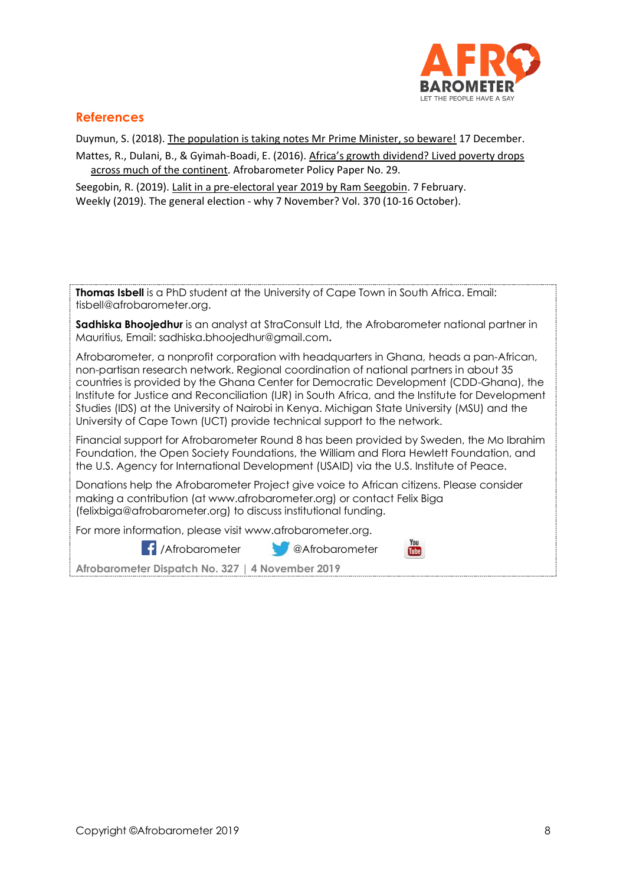## References

Duymun, S. (2018). The population is taking notes Mr Prime Minister, so beware! 17 December.

Mattes, R., Dulani, B., & Gyimah-Boadi, E. (2016). Africa's growth dividend? Lived poverty drops across much of the continent. Afrobarometer Policy Paper No. 29.

Seegobin, R. (2019). Lalit in a pre-electoral year 2019 by Ram Seegobin. 7 February.

Weekly (2019). The general election - why 7 November? Vol. 370 (10-16 October).

**Thomas Isbell** is a PhD student at the University of Cape Town in South Africa. Email: tisbell@afrobarometer.org.

**Sadhiska Bhoojedhur** is an analyst at StraConsult Ltd, the Afrobarometer national partner in Mauritius, Email: sadhiska.bhoojedhur@gmail.com**.**

Afrobarometer, a nonprofit corporation with headquarters in Ghana, heads a pan-African, non-partisan research network. Regional coordination of national partners in about 35 countries is provided by the Ghana Center for Democratic Development (CDD-Ghana), the Institute for Justice and Reconciliation (IJR) in South Africa, and the Institute for Development Studies (IDS) at the University of Nairobi in Kenya. Michigan State University (MSU) and the University of Cape Town (UCT) provide technical support to the network.

Financial support for Afrobarometer Round 8 has been provided by Sweden, the Mo Ibrahim Foundation, the Open Society Foundations, the William and Flora Hewlett Foundation, and the U.S. Agency for International Development (USAID) via the U.S. Institute of Peace.

Donations help the Afrobarometer Project give voice to African citizens. Please consider making a contribution (at www.afrobarometer.org) or contact Felix Biga (felixbiga@afrobarometer.org) to discuss institutional funding.

For more information, please visit www.afrobarometer.org.

/Afrobarometer @Afrobarometer

**Afrobarometer Dispatch No. 327 | 4 November 2019**